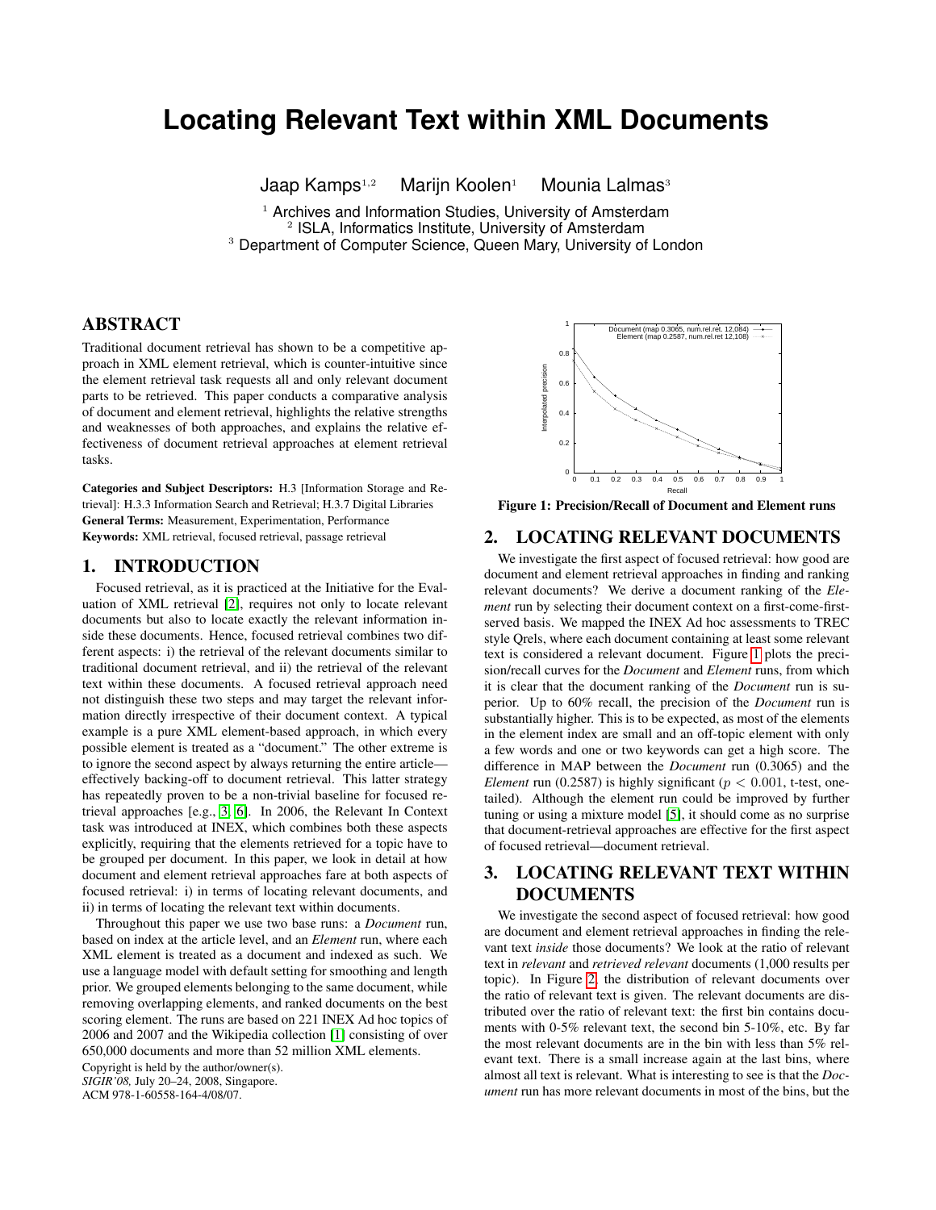# Locating Relevant Text within XML Documents

Jaap Kamps[1,2] Marijn Koolen[1] Mounia Lalmas[3]

[1] Archives and Information Studies, University of Amsterdam
[2] ISLA, Informatics Institute, University of Amsterdam
[3] Department of Computer Science, Queen Mary, University of London

## ABSTRACT

Traditional document retrieval has shown to be a competitive approach in XML element retrieval, which is counter-intuitive since the element retrieval task requests all and only relevant document parts to be retrieved. This paper conducts a comparative analysis of document and element retrieval, highlights the relative strengths and weaknesses of both approaches, and explains the relative effectiveness of document retrieval approaches at element retrieval tasks.

**Categories and Subject Descriptors:** H.3 [Information Storage and Retrieval]: H.3.3 Information Search and Retrieval; H.3.7 Digital Libraries

**General Terms:** Measurement, Experimentation, Performance

**Keywords:** XML retrieval, focused retrieval, passage retrieval

## 1. INTRODUCTION

Focused retrieval, as it is practiced at the Initiative for the Evaluation of XML retrieval [2], requires not only to locate relevant documents but also to locate exactly the relevant information inside these documents. Hence, focused retrieval combines two different aspects: i) the retrieval of the relevant documents similar to traditional document retrieval, and ii) the retrieval of the relevant text within these documents. A focused retrieval approach need not distinguish these two steps and may target the relevant information directly irrespective of their document context. A typical example is a pure XML element-based approach, in which every possible element is treated as a "document." The other extreme is to ignore the second aspect by always returning the entire article—effectively backing-off to document retrieval. This latter strategy has repeatedly proven to be a non-trivial baseline for focused retrieval approaches [e.g., 3, 6]. In 2006, the Relevant In Context task was introduced at INEX, which combines both these aspects explicitly, requiring that the elements retrieved for a topic have to be grouped per document. In this paper, we look in detail at how document and element retrieval approaches fare at both aspects of focused retrieval: i) in terms of locating relevant documents, and ii) in terms of locating the relevant text within documents.

Throughout this paper we use two base runs: a *Document* run, based on index at the article level, and an *Element* run, where each XML element is treated as a document and indexed as such. We use a language model with default setting for smoothing and length prior. We grouped elements belonging to the same document, while removing overlapping elements, and ranked documents on the best scoring element. The runs are based on 221 INEX Ad hoc topics of 2006 and 2007 and the Wikipedia collection [1] consisting of over 650,000 documents and more than 52 million XML elements.

Copyright is held by the author/owner(s).
*SIGIR'08,* July 20–24, 2008, Singapore.
ACM 978-1-60558-164-4/08/07.

**Figure 1: Precision/Recall of Document and Element runs**

## 2. LOCATING RELEVANT DOCUMENTS

We investigate the first aspect of focused retrieval: how good are document and element retrieval approaches in finding and ranking relevant documents? We derive a document ranking of the *Element* run by selecting their document context on a first-come-first-served basis. We mapped the INEX Ad hoc assessments to TREC style Qrels, where each document containing at least some relevant text is considered a relevant document. Figure 1 plots the precision/recall curves for the *Document* and *Element* runs, from which it is clear that the document ranking of the *Document* run is superior. Up to 60% recall, the precision of the *Document* run is substantially higher. This is to be expected, as most of the elements in the element index are small and an off-topic element with only a few words and one or two keywords can get a high score. The difference in MAP between the *Document* run (0.3065) and the *Element* run (0.2587) is highly significant ($p < 0.001$, t-test, one-tailed). Although the element run could be improved by further tuning or using a mixture model [5], it should come as no surprise that document-retrieval approaches are effective for the first aspect of focused retrieval—document retrieval.

## 3. LOCATING RELEVANT TEXT WITHIN DOCUMENTS

We investigate the second aspect of focused retrieval: how good are document and element retrieval approaches in finding the relevant text *inside* those documents? We look at the ratio of relevant text in *relevant* and *retrieved relevant* documents (1,000 results per topic). In Figure 2, the distribution of relevant documents over the ratio of relevant text is given. The relevant documents are distributed over the ratio of relevant text: the first bin contains documents with 0-5% relevant text, the second bin 5-10%, etc. By far the most relevant documents are in the bin with less than 5% relevant text. There is a small increase again at the last bins, where almost all text is relevant. What is interesting to see is that the *Document* run has more relevant documents in most of the bins, but the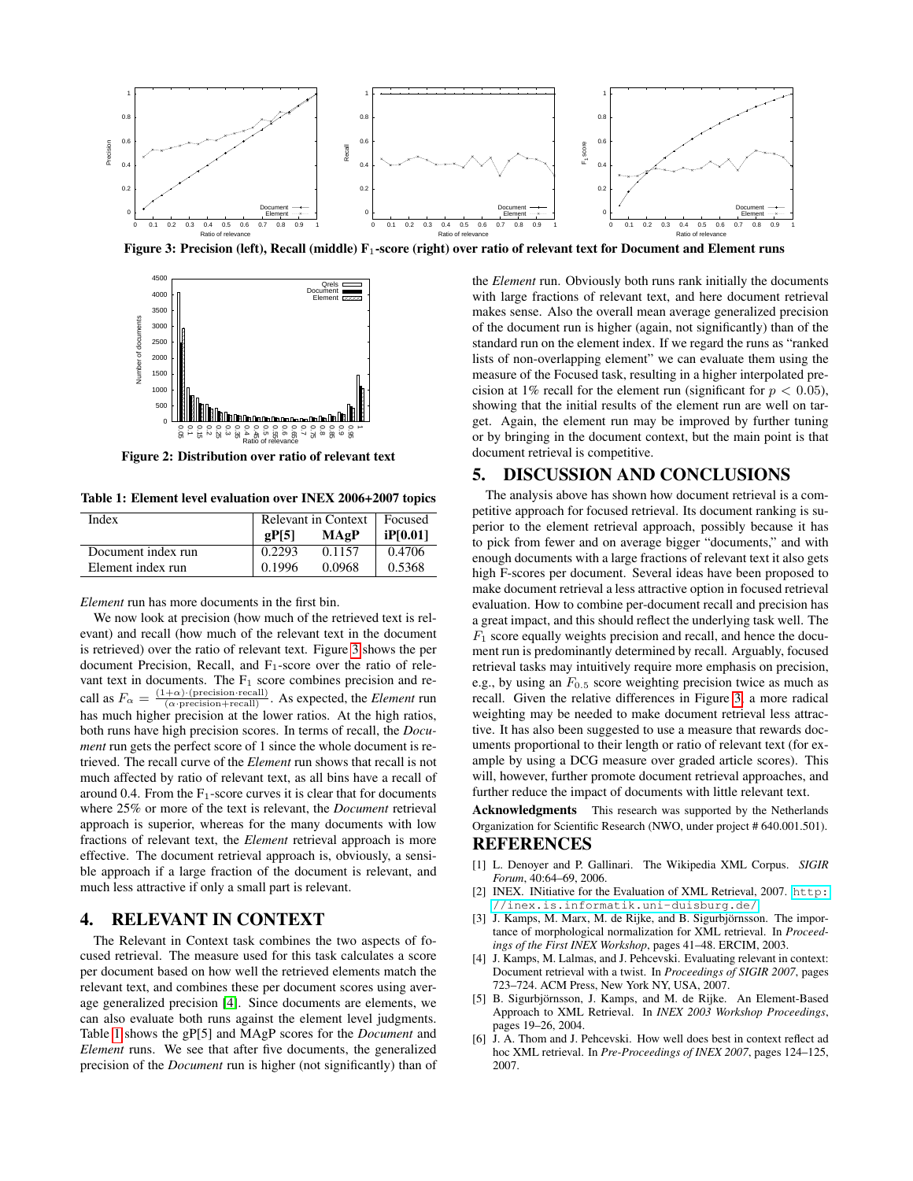1
0.8
0.6
0.4
0.2
0
Precision
0 0.1 0.2 0.3 0.4 0.5 0.6 0.7 0.8 0.9 1
Ratio of relevance
Document
Element

1
0.8
0.6
0.4
0.2
0
Recall
0 0.1 0.2 0.3 0.4 0.5 0.6 0.7 0.8 0.9 1
Ratio of relevance
Document
Element

1
0.8
0.6
0.4
0.2
0
$F_1$ score
0 0.1 0.2 0.3 0.4 0.5 0.6 0.7 0.8 0.9 1
Ratio of relevance
Document
Element

**Figure 3: Precision (left), Recall (middle) $F_1$-score (right) over ratio of relevant text for Document and Element runs**

4500
4000
3500
3000
2500
2000
1500
1000
500
0
Number of documents
0.05 0.1 0.15 0.2 0.25 0.3 0.35 0.4 0.45 0.5 0.55 0.6 0.65 0.7 0.75 0.8 0.85 0.9 0.95 1
Ratio of relevance
Qrels
Document
Element

**Figure 2: Distribution over ratio of relevant text**

**Table 1: Element level evaluation over INEX 2006+2007 topics**

| Index | Relevant in Context | | Focused |
|---|---|---|---|
| | **gP[5]** | **MAgP** | **iP[0.01]** |
| Document index run | 0.2293 | 0.1157 | 0.4706 |
| Element index run | 0.1996 | 0.0968 | 0.5368 |

*Element* run has more documents in the first bin.

We now look at precision (how much of the retrieved text is relevant) and recall (how much of the relevant text in the document is retrieved) over the ratio of relevant text. Figure 3 shows the per document Precision, Recall, and $F_1$-score over the ratio of relevant text in documents. The $F_1$ score combines precision and recall as $F_\alpha = \frac{(1+\alpha)\cdot(\text{precision}\cdot\text{recall})}{(\alpha\cdot\text{precision}+\text{recall})}$. As expected, the *Element* run has much higher precision at the lower ratios. At the high ratios, both runs have high precision scores. In terms of recall, the *Document* run gets the perfect score of 1 since the whole document is retrieved. The recall curve of the *Element* run shows that recall is not much affected by ratio of relevant text, as all bins have a recall of around 0.4. From the $F_1$-score curves it is clear that for documents where 25% or more of the text is relevant, the *Document* retrieval approach is superior, whereas for the many documents with low fractions of relevant text, the *Element* retrieval approach is more effective. The document retrieval approach is, obviously, a sensible approach if a large fraction of the document is relevant, and much less attractive if only a small part is relevant.

## 4. RELEVANT IN CONTEXT

The Relevant in Context task combines the two aspects of focused retrieval. The measure used for this task calculates a score per document based on how well the retrieved elements match the relevant text, and combines these per document scores using average generalized precision [4]. Since documents are elements, we can also evaluate both runs against the element level judgments. Table 1 shows the gP[5] and MAgP scores for the *Document* and *Element* runs. We see that after five documents, the generalized precision of the *Document* run is higher (not significantly) than of the *Element* run. Obviously both runs rank initially the documents with large fractions of relevant text, and here document retrieval makes sense. Also the overall mean average generalized precision of the document run is higher (again, not significantly) than of the standard run on the element index. If we regard the runs as "ranked lists of non-overlapping element" we can evaluate them using the measure of the Focused task, resulting in a higher interpolated precision at 1% recall for the element run (significant for $p < 0.05$), showing that the initial results of the element run are well on target. Again, the element run may be improved by further tuning or by bringing in the document context, but the main point is that document retrieval is competitive.

## 5. DISCUSSION AND CONCLUSIONS

The analysis above has shown how document retrieval is a competitive approach for focused retrieval. Its document ranking is superior to the element retrieval approach, possibly because it has to pick from fewer and on average bigger "documents," and with enough documents with a large fractions of relevant text it also gets high F-scores per document. Several ideas have been proposed to make document retrieval a less attractive option in focused retrieval evaluation. How to combine per-document recall and precision has a great impact, and this should reflect the underlying task well. The $F_1$ score equally weights precision and recall, and hence the document run is predominantly determined by recall. Arguably, focused retrieval tasks may intuitively require more emphasis on precision, e.g., by using an $F_{0.5}$ score weighting precision twice as much as recall. Given the relative differences in Figure 3, a more radical weighting may be needed to make document retrieval less attractive. It has also been suggested to use a measure that rewards documents proportional to their length or ratio of relevant text (for example by using a DCG measure over graded article scores). This will, however, further promote document retrieval approaches, and further reduce the impact of documents with little relevant text.

**Acknowledgments** This research was supported by the Netherlands Organization for Scientific Research (NWO, under project # 640.001.501).

## REFERENCES

[1] L. Denoyer and P. Gallinari. The Wikipedia XML Corpus. *SIGIR Forum*, 40:64–69, 2006.

[2] INEX. INitiative for the Evaluation of XML Retrieval, 2007. http://inex.is.informatik.uni-duisburg.de/

[3] J. Kamps, M. Marx, M. de Rijke, and B. Sigurbjörnsson. The importance of morphological normalization for XML retrieval. In *Proceedings of the First INEX Workshop*, pages 41–48. ERCIM, 2003.

[4] J. Kamps, M. Lalmas, and J. Pehcevski. Evaluating relevant in context: Document retrieval with a twist. In *Proceedings of SIGIR 2007*, pages 723–724. ACM Press, New York NY, USA, 2007.

[5] B. Sigurbjörnsson, J. Kamps, and M. de Rijke. An Element-Based Approach to XML Retrieval. In *INEX 2003 Workshop Proceedings*, pages 19–26, 2004.

[6] J. A. Thom and J. Pehcevski. How well does best in context reflect ad hoc XML retrieval. In *Pre-Proceedings of INEX 2007*, pages 124–125, 2007.